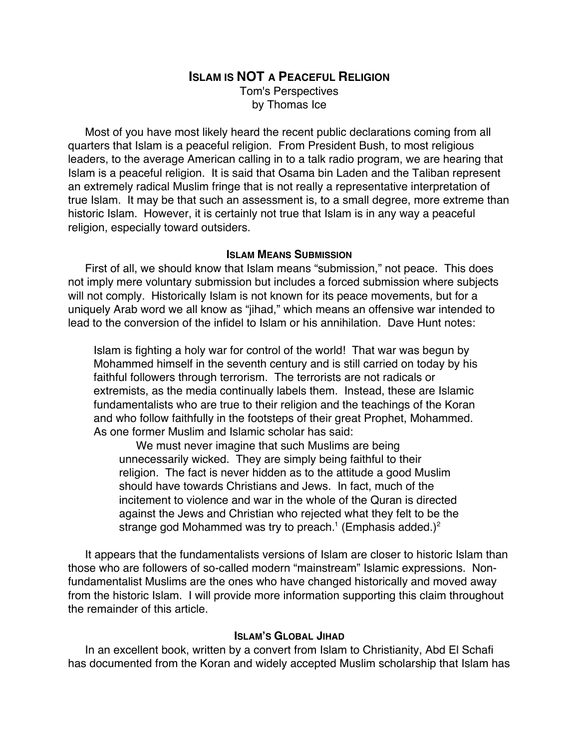# ISLAM IS NOT A PEACEFUL RELIGION

Tom's Perspectives
by Thomas Ice

Most of you have most likely heard the recent public declarations coming from all quarters that Islam is a peaceful religion. From President Bush, to most religious leaders, to the average American calling in to a talk radio program, we are hearing that Islam is a peaceful religion. It is said that Osama bin Laden and the Taliban represent an extremely radical Muslim fringe that is not really a representative interpretation of true Islam. It may be that such an assessment is, to a small degree, more extreme than historic Islam. However, it is certainly not true that Islam is in any way a peaceful religion, especially toward outsiders.

## ISLAM MEANS SUBMISSION

First of all, we should know that Islam means "submission," not peace. This does not imply mere voluntary submission but includes a forced submission where subjects will not comply. Historically Islam is not known for its peace movements, but for a uniquely Arab word we all know as "jihad," which means an offensive war intended to lead to the conversion of the infidel to Islam or his annihilation. Dave Hunt notes:

> Islam is fighting a holy war for control of the world! That war was begun by Mohammed himself in the seventh century and is still carried on today by his faithful followers through terrorism. The terrorists are not radicals or extremists, as the media continually labels them. Instead, these are Islamic fundamentalists who are true to their religion and the teachings of the Koran and who follow faithfully in the footsteps of their great Prophet, Mohammed. As one former Muslim and Islamic scholar has said:
>
> > We must never imagine that such Muslims are being unnecessarily wicked. They are simply being faithful to their religion. The fact is never hidden as to the attitude a good Muslim should have towards Christians and Jews. In fact, much of the incitement to violence and war in the whole of the Quran is directed against the Jews and Christian who rejected what they felt to be the strange god Mohammed was try to preach.[1] (Emphasis added.)[2]

It appears that the fundamentalists versions of Islam are closer to historic Islam than those who are followers of so-called modern "mainstream" Islamic expressions. Non-fundamentalist Muslims are the ones who have changed historically and moved away from the historic Islam. I will provide more information supporting this claim throughout the remainder of this article.

## ISLAM'S GLOBAL JIHAD

In an excellent book, written by a convert from Islam to Christianity, Abd El Schafi has documented from the Koran and widely accepted Muslim scholarship that Islam has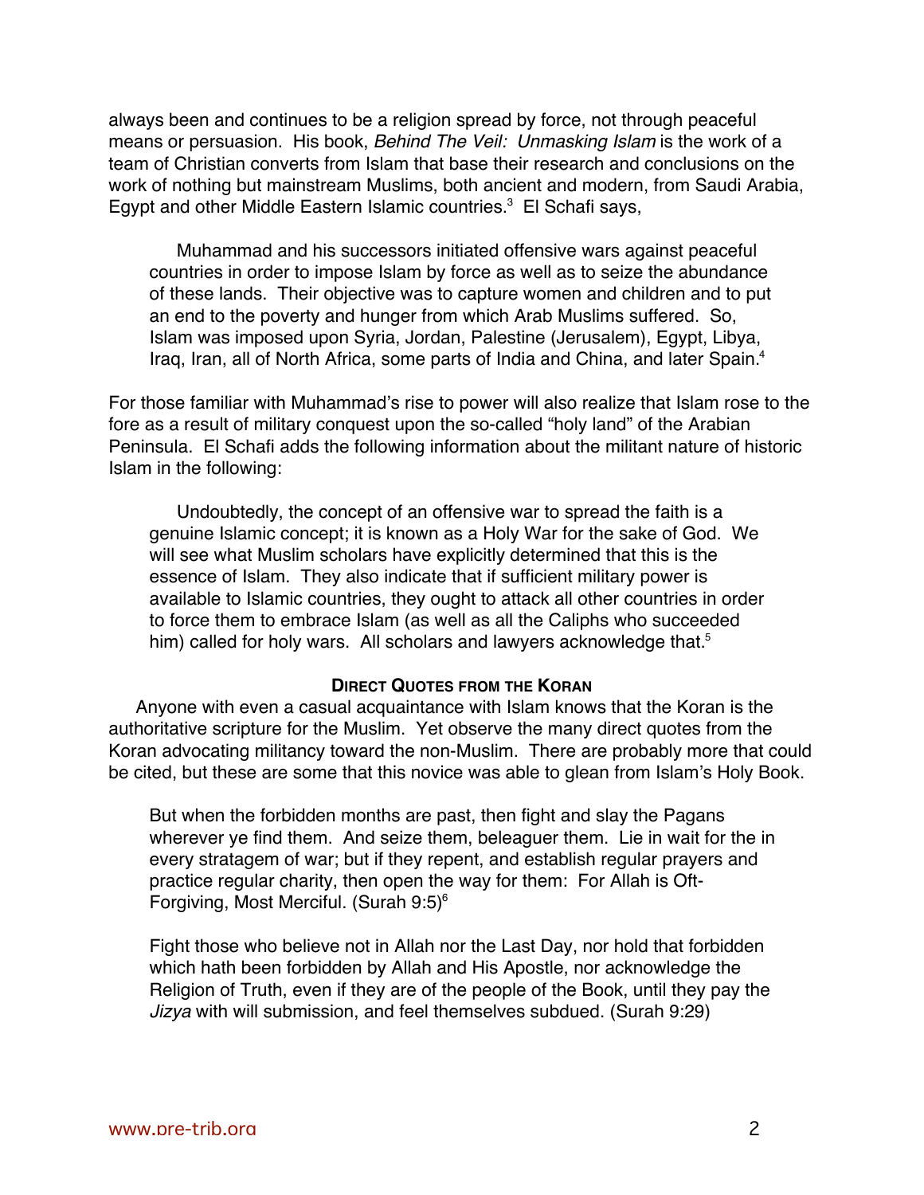always been and continues to be a religion spread by force, not through peaceful means or persuasion. His book, *Behind The Veil: Unmasking Islam* is the work of a team of Christian converts from Islam that base their research and conclusions on the work of nothing but mainstream Muslims, both ancient and modern, from Saudi Arabia, Egypt and other Middle Eastern Islamic countries.[3] El Schafi says,

> Muhammad and his successors initiated offensive wars against peaceful countries in order to impose Islam by force as well as to seize the abundance of these lands. Their objective was to capture women and children and to put an end to the poverty and hunger from which Arab Muslims suffered. So, Islam was imposed upon Syria, Jordan, Palestine (Jerusalem), Egypt, Libya, Iraq, Iran, all of North Africa, some parts of India and China, and later Spain.[4]

For those familiar with Muhammad's rise to power will also realize that Islam rose to the fore as a result of military conquest upon the so-called "holy land" of the Arabian Peninsula. El Schafi adds the following information about the militant nature of historic Islam in the following:

> Undoubtedly, the concept of an offensive war to spread the faith is a genuine Islamic concept; it is known as a Holy War for the sake of God. We will see what Muslim scholars have explicitly determined that this is the essence of Islam. They also indicate that if sufficient military power is available to Islamic countries, they ought to attack all other countries in order to force them to embrace Islam (as well as all the Caliphs who succeeded him) called for holy wars. All scholars and lawyers acknowledge that.[5]

### Direct Quotes from the Koran

Anyone with even a casual acquaintance with Islam knows that the Koran is the authoritative scripture for the Muslim. Yet observe the many direct quotes from the Koran advocating militancy toward the non-Muslim. There are probably more that could be cited, but these are some that this novice was able to glean from Islam's Holy Book.

> But when the forbidden months are past, then fight and slay the Pagans wherever ye find them. And seize them, beleaguer them. Lie in wait for the in every stratagem of war; but if they repent, and establish regular prayers and practice regular charity, then open the way for them: For Allah is Oft-Forgiving, Most Merciful. (Surah 9:5)[6]

> Fight those who believe not in Allah nor the Last Day, nor hold that forbidden which hath been forbidden by Allah and His Apostle, nor acknowledge the Religion of Truth, even if they are of the people of the Book, until they pay the *Jizya* with will submission, and feel themselves subdued. (Surah 9:29)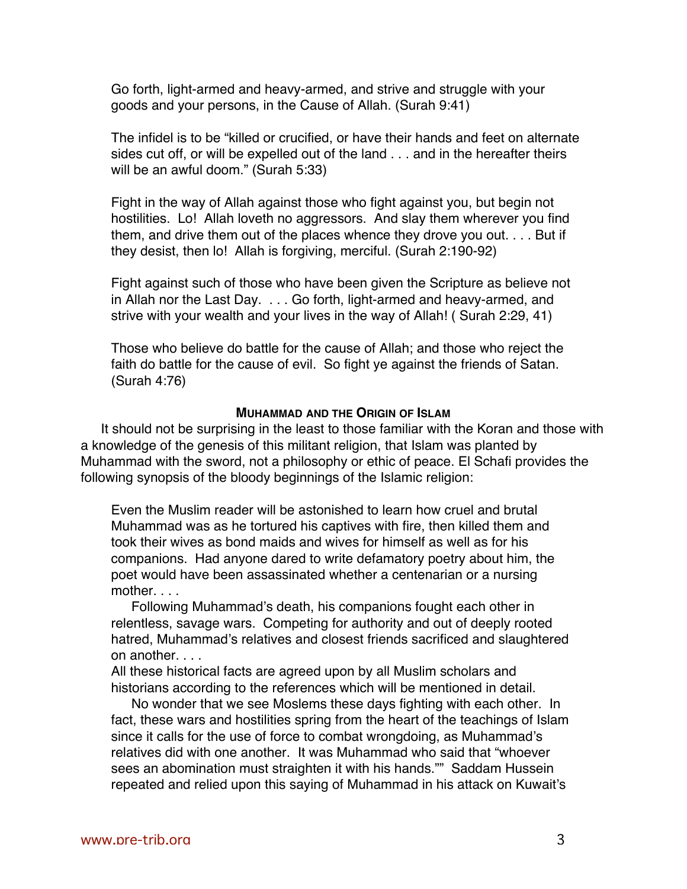> Go forth, light-armed and heavy-armed, and strive and struggle with your goods and your persons, in the Cause of Allah. (Surah 9:41)

> The infidel is to be "killed or crucified, or have their hands and feet on alternate sides cut off, or will be expelled out of the land . . . and in the hereafter theirs will be an awful doom." (Surah 5:33)

> Fight in the way of Allah against those who fight against you, but begin not hostilities. Lo! Allah loveth no aggressors. And slay them wherever you find them, and drive them out of the places whence they drove you out. . . . But if they desist, then lo! Allah is forgiving, merciful. (Surah 2:190-92)

> Fight against such of those who have been given the Scripture as believe not in Allah nor the Last Day. . . . Go forth, light-armed and heavy-armed, and strive with your wealth and your lives in the way of Allah! ( Surah 2:29, 41)

> Those who believe do battle for the cause of Allah; and those who reject the faith do battle for the cause of evil. So fight ye against the friends of Satan. (Surah 4:76)

### Muhammad and the Origin of Islam

It should not be surprising in the least to those familiar with the Koran and those with a knowledge of the genesis of this militant religion, that Islam was planted by Muhammad with the sword, not a philosophy or ethic of peace. El Schafi provides the following synopsis of the bloody beginnings of the Islamic religion:

> Even the Muslim reader will be astonished to learn how cruel and brutal Muhammad was as he tortured his captives with fire, then killed them and took their wives as bond maids and wives for himself as well as for his companions. Had anyone dared to write defamatory poetry about him, the poet would have been assassinated whether a centenarian or a nursing mother. . . .
>
> Following Muhammad's death, his companions fought each other in relentless, savage wars. Competing for authority and out of deeply rooted hatred, Muhammad's relatives and closest friends sacrificed and slaughtered on another. . . .
>
> All these historical facts are agreed upon by all Muslim scholars and historians according to the references which will be mentioned in detail.
>
> No wonder that we see Moslems these days fighting with each other. In fact, these wars and hostilities spring from the heart of the teachings of Islam since it calls for the use of force to combat wrongdoing, as Muhammad's relatives did with one another. It was Muhammad who said that "whoever sees an abomination must straighten it with his hands."" Saddam Hussein repeated and relied upon this saying of Muhammad in his attack on Kuwait's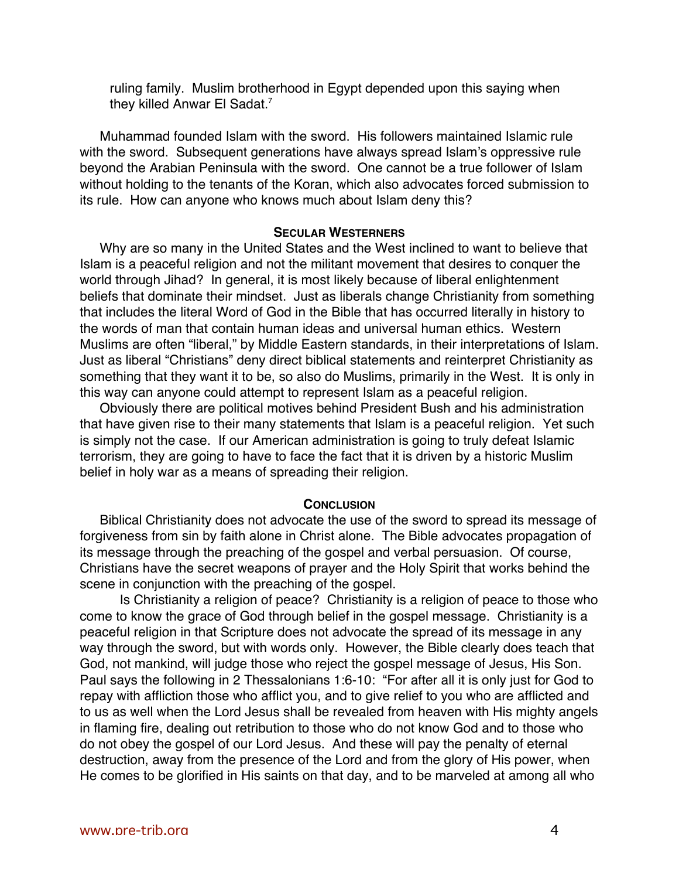ruling family. Muslim brotherhood in Egypt depended upon this saying when they killed Anwar El Sadat.[7]

Muhammad founded Islam with the sword. His followers maintained Islamic rule with the sword. Subsequent generations have always spread Islam's oppressive rule beyond the Arabian Peninsula with the sword. One cannot be a true follower of Islam without holding to the tenants of the Koran, which also advocates forced submission to its rule. How can anyone who knows much about Islam deny this?

## Secular Westerners

Why are so many in the United States and the West inclined to want to believe that Islam is a peaceful religion and not the militant movement that desires to conquer the world through Jihad? In general, it is most likely because of liberal enlightenment beliefs that dominate their mindset. Just as liberals change Christianity from something that includes the literal Word of God in the Bible that has occurred literally in history to the words of man that contain human ideas and universal human ethics. Western Muslims are often "liberal," by Middle Eastern standards, in their interpretations of Islam. Just as liberal "Christians" deny direct biblical statements and reinterpret Christianity as something that they want it to be, so also do Muslims, primarily in the West. It is only in this way can anyone could attempt to represent Islam as a peaceful religion.

Obviously there are political motives behind President Bush and his administration that have given rise to their many statements that Islam is a peaceful religion. Yet such is simply not the case. If our American administration is going to truly defeat Islamic terrorism, they are going to have to face the fact that it is driven by a historic Muslim belief in holy war as a means of spreading their religion.

## Conclusion

Biblical Christianity does not advocate the use of the sword to spread its message of forgiveness from sin by faith alone in Christ alone. The Bible advocates propagation of its message through the preaching of the gospel and verbal persuasion. Of course, Christians have the secret weapons of prayer and the Holy Spirit that works behind the scene in conjunction with the preaching of the gospel.

Is Christianity a religion of peace? Christianity is a religion of peace to those who come to know the grace of God through belief in the gospel message. Christianity is a peaceful religion in that Scripture does not advocate the spread of its message in any way through the sword, but with words only. However, the Bible clearly does teach that God, not mankind, will judge those who reject the gospel message of Jesus, His Son. Paul says the following in 2 Thessalonians 1:6-10: "For after all it is only just for God to repay with affliction those who afflict you, and to give relief to you who are afflicted and to us as well when the Lord Jesus shall be revealed from heaven with His mighty angels in flaming fire, dealing out retribution to those who do not know God and to those who do not obey the gospel of our Lord Jesus. And these will pay the penalty of eternal destruction, away from the presence of the Lord and from the glory of His power, when He comes to be glorified in His saints on that day, and to be marveled at among all who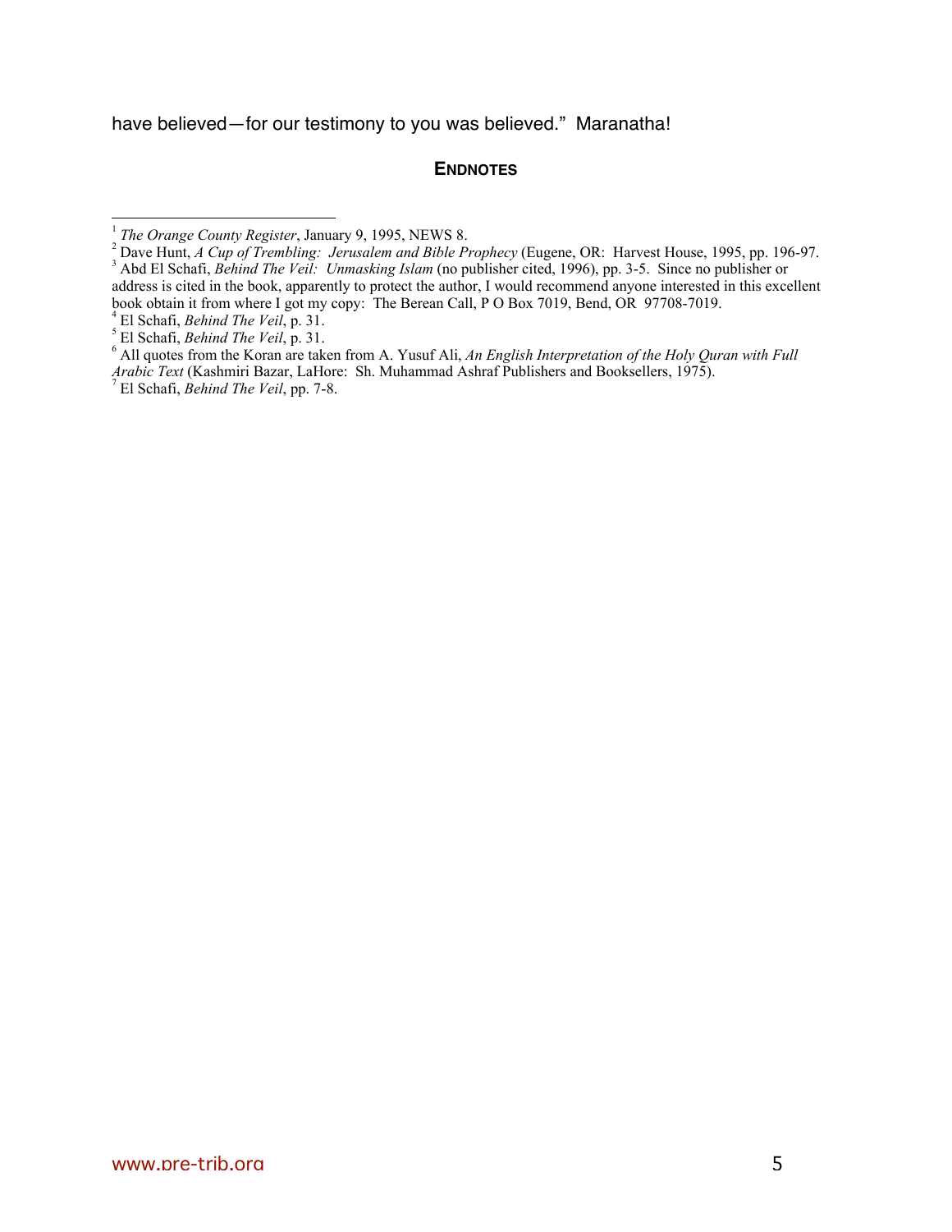have believed—for our testimony to you was believed." Maranatha!

## ENDNOTES

[1] *The Orange County Register*, January 9, 1995, NEWS 8.

[2] Dave Hunt, *A Cup of Trembling: Jerusalem and Bible Prophecy* (Eugene, OR: Harvest House, 1995, pp. 196-97.

[3] Abd El Schafi, *Behind The Veil: Unmasking Islam* (no publisher cited, 1996), pp. 3-5. Since no publisher or address is cited in the book, apparently to protect the author, I would recommend anyone interested in this excellent book obtain it from where I got my copy: The Berean Call, P O Box 7019, Bend, OR 97708-7019.

[4] El Schafi, *Behind The Veil*, p. 31.

[5] El Schafi, *Behind The Veil*, p. 31.

[6] All quotes from the Koran are taken from A. Yusuf Ali, *An English Interpretation of the Holy Quran with Full Arabic Text* (Kashmiri Bazar, LaHore: Sh. Muhammad Ashraf Publishers and Booksellers, 1975).

[7] El Schafi, *Behind The Veil*, pp. 7-8.